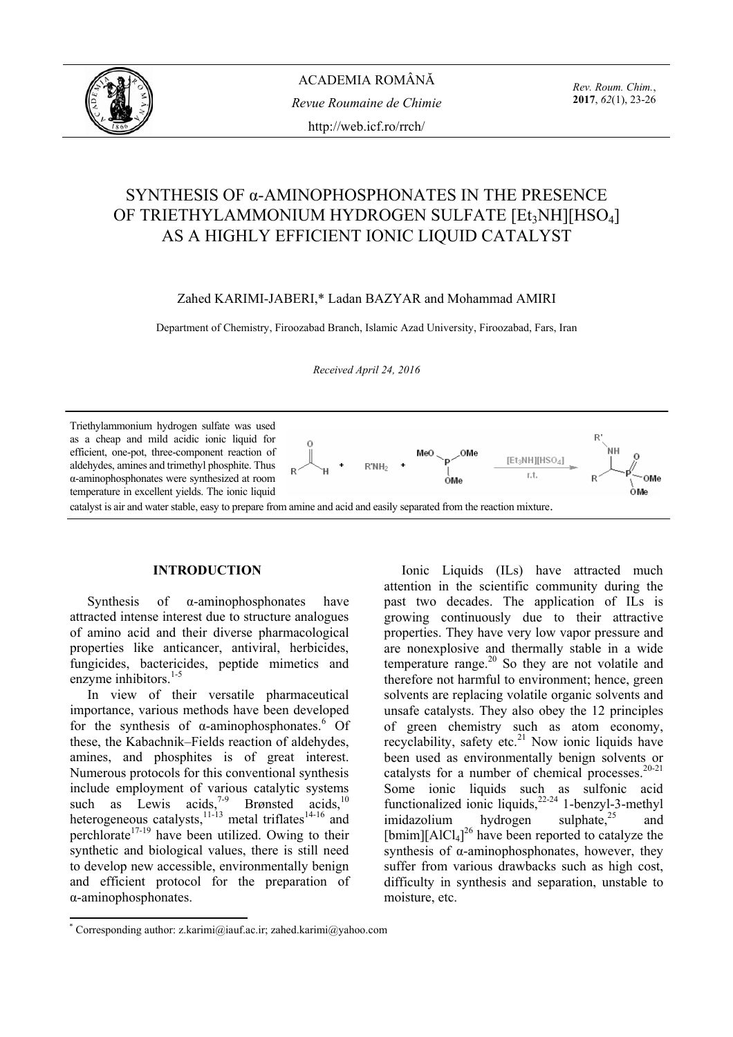# SYNTHESIS OF α-AMINOPHOSPHONATES IN THE PRESENCE OF TRIETHYLAMMONIUM HYDROGEN SULFATE $[Et_3NH][HSO_4]$ AS A HIGHLY EFFICIENT IONIC LIQUID CATALYST

Zahed KARIMI-JABERI,* Ladan BAZYAR and Mohammad AMIRI

Department of Chemistry, Firoozabad Branch, Islamic Azad University, Firoozabad, Fars, Iran

*Received April 24, 2016*

Triethylammonium hydrogen sulfate was used as a cheap and mild acidic ionic liquid for efficient, one-pot, three-component reaction of aldehydes, amines and trimethyl phosphite. Thus α-aminophosphonates were synthesized at room temperature in excellent yields. The ionic liquid catalyst is air and water stable, easy to prepare from amine and acid and easily separated from the reaction mixture.

R-CHO + R'NH₂ + P(OMe)₃ → [Et₃NH][HSO₄], r.t.

## INTRODUCTION

Synthesis of α-aminophosphonates have attracted intense interest due to structure analogues of amino acid and their diverse pharmacological properties like anticancer, antiviral, herbicides, fungicides, bactericides, peptide mimetics and enzyme inhibitors.[1-5]

In view of their versatile pharmaceutical importance, various methods have been developed for the synthesis of α-aminophosphonates.[6] Of these, the Kabachnik–Fields reaction of aldehydes, amines, and phosphites is of great interest. Numerous protocols for this conventional synthesis include employment of various catalytic systems such as Lewis acids,[7-9] Brønsted acids,[10] heterogeneous catalysts,[11-13] metal triflates[14-16] and perchlorate[17-19] have been utilized. Owing to their synthetic and biological values, there is still need to develop new accessible, environmentally benign and efficient protocol for the preparation of α-aminophosphonates.

Ionic Liquids (ILs) have attracted much attention in the scientific community during the past two decades. The application of ILs is growing continuously due to their attractive properties. They have very low vapor pressure and are nonexplosive and thermally stable in a wide temperature range.[20] So they are not volatile and therefore not harmful to environment; hence, green solvents are replacing volatile organic solvents and unsafe catalysts. They also obey the 12 principles of green chemistry such as atom economy, recyclability, safety etc.[21] Now ionic liquids have been used as environmentally benign solvents or catalysts for a number of chemical processes.[20-21] Some ionic liquids such as sulfonic acid functionalized ionic liquids,[22-24] 1-benzyl-3-methyl imidazolium hydrogen sulphate,[25] and $[bmim][AlCl_4]$[26] have been reported to catalyze the synthesis of α-aminophosphonates, however, they suffer from various drawbacks such as high cost, difficulty in synthesis and separation, unstable to moisture, etc.

---

* Corresponding author: z.karimi@iauf.ac.ir; zahed.karimi@yahoo.com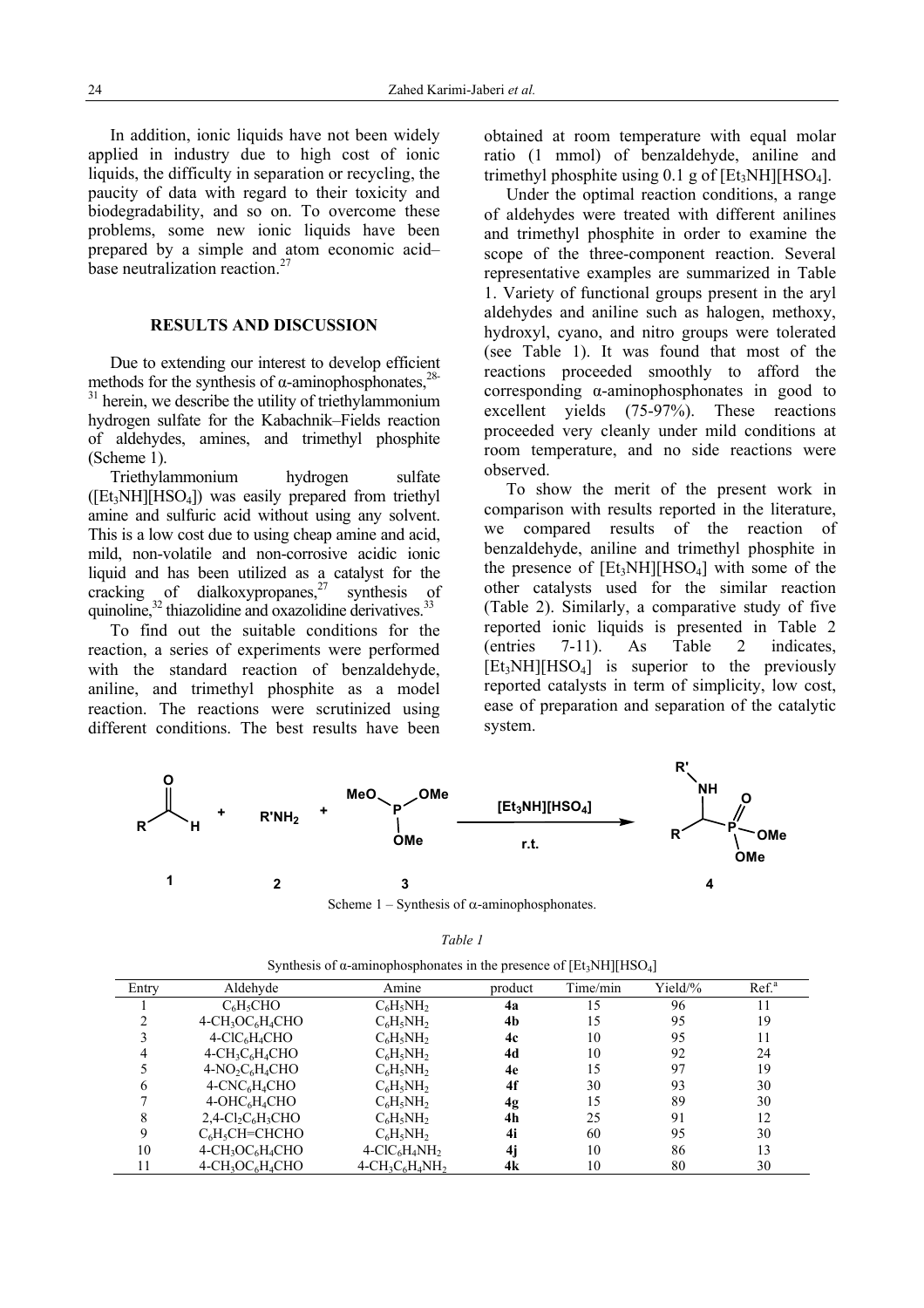In addition, ionic liquids have not been widely applied in industry due to high cost of ionic liquids, the difficulty in separation or recycling, the paucity of data with regard to their toxicity and biodegradability, and so on. To overcome these problems, some new ionic liquids have been prepared by a simple and atom economic acid–base neutralization reaction.[27]

## RESULTS AND DISCUSSION

Due to extending our interest to develop efficient methods for the synthesis of α-aminophosphonates,[28-31] herein, we describe the utility of triethylammonium hydrogen sulfate for the Kabachnik–Fields reaction of aldehydes, amines, and trimethyl phosphite (Scheme 1).

Triethylammonium hydrogen sulfate ($[Et_3NH][HSO_4]$) was easily prepared from triethyl amine and sulfuric acid without using any solvent. This is a low cost due to using cheap amine and acid, mild, non-volatile and non-corrosive acidic ionic liquid and has been utilized as a catalyst for the cracking of dialkoxypropanes,[27] synthesis of quinoline,[32] thiazolidine and oxazolidine derivatives.[33]

To find out the suitable conditions for the reaction, a series of experiments were performed with the standard reaction of benzaldehyde, aniline, and trimethyl phosphite as a model reaction. The reactions were scrutinized using different conditions. The best results have been obtained at room temperature with equal molar ratio (1 mmol) of benzaldehyde, aniline and trimethyl phosphite using 0.1 g of $[Et_3NH][HSO_4]$.

Under the optimal reaction conditions, a range of aldehydes were treated with different anilines and trimethyl phosphite in order to examine the scope of the three-component reaction. Several representative examples are summarized in Table 1. Variety of functional groups present in the aryl aldehydes and aniline such as halogen, methoxy, hydroxyl, cyano, and nitro groups were tolerated (see Table 1). It was found that most of the reactions proceeded smoothly to afford the corresponding α-aminophosphonates in good to excellent yields (75-97%). These reactions proceeded very cleanly under mild conditions at room temperature, and no side reactions were observed.

To show the merit of the present work in comparison with results reported in the literature, we compared results of the reaction of benzaldehyde, aniline and trimethyl phosphite in the presence of $[Et_3NH][HSO_4]$ with some of the other catalysts used for the similar reaction (Table 2). Similarly, a comparative study of five reported ionic liquids is presented in Table 2 (entries 7-11). As Table 2 indicates, $[Et_3NH][HSO_4]$ is superior to the previously reported catalysts in term of simplicity, low cost, ease of preparation and separation of the catalytic system.

R–CHO (1) + R'NH2 (2) + P(OMe)3 (3) → [Et3NH][HSO4], r.t. → R–CH(NHR')–P(O)(OMe)2 (4)

Scheme 1 – Synthesis of α-aminophosphonates.

*Table 1*

Synthesis of α-aminophosphonates in the presence of $[Et_3NH][HSO_4]$

| Entry | Aldehyde | Amine | product | Time/min | Yield/% | Ref.[a] |
|---|---|---|---|---|---|---|
| 1 | $C_6H_5CHO$ | $C_6H_5NH_2$ | **4a** | 15 | 96 | 11 |
| 2 | $4\text{-}CH_3OC_6H_4CHO$ | $C_6H_5NH_2$ | **4b** | 15 | 95 | 19 |
| 3 | $4\text{-}ClC_6H_4CHO$ | $C_6H_5NH_2$ | **4c** | 10 | 95 | 11 |
| 4 | $4\text{-}CH_3C_6H_4CHO$ | $C_6H_5NH_2$ | **4d** | 10 | 92 | 24 |
| 5 | $4\text{-}NO_2C_6H_4CHO$ | $C_6H_5NH_2$ | **4e** | 15 | 97 | 19 |
| 6 | $4\text{-}CNC_6H_4CHO$ | $C_6H_5NH_2$ | **4f** | 30 | 93 | 30 |
| 7 | $4\text{-}OHC_6H_4CHO$ | $C_6H_5NH_2$ | **4g** | 15 | 89 | 30 |
| 8 | $2,4\text{-}Cl_2C_6H_3CHO$ | $C_6H_5NH_2$ | **4h** | 25 | 91 | 12 |
| 9 | $C_6H_5CH{=}CHCHO$ | $C_6H_5NH_2$ | **4i** | 60 | 95 | 30 |
| 10 | $4\text{-}CH_3OC_6H_4CHO$ | $4\text{-}ClC_6H_4NH_2$ | **4j** | 10 | 86 | 13 |
| 11 | $4\text{-}CH_3OC_6H_4CHO$ | $4\text{-}CH_3C_6H_4NH_2$ | **4k** | 10 | 80 | 30 |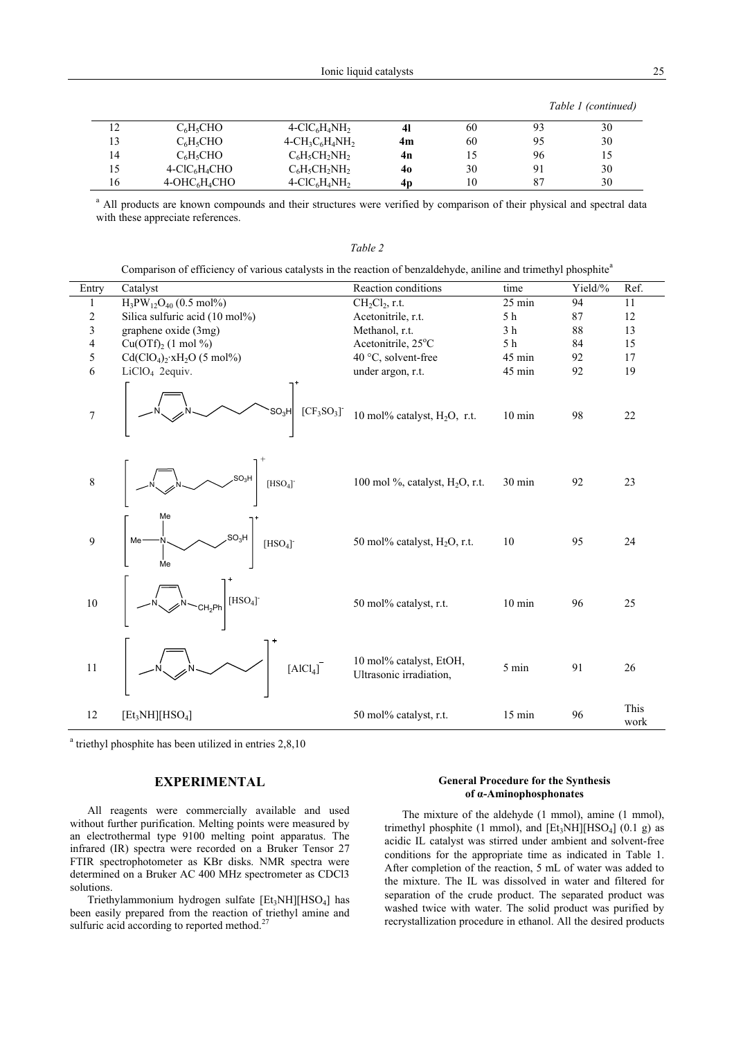*Table 1 (continued)*

| | | | | | | |
|---|---|---|---|---|---|---|
| 12 | $C_6H_5CHO$ | $4\text{-}ClC_6H_4NH_2$ | **4l** | 60 | 93 | 30 |
| 13 | $C_6H_5CHO$ | $4\text{-}CH_3C_6H_4NH_2$ | **4m** | 60 | 95 | 30 |
| 14 | $C_6H_5CHO$ | $C_6H_5CH_2NH_2$ | **4n** | 15 | 96 | 15 |
| 15 | $4\text{-}ClC_6H_4CHO$ | $C_6H_5CH_2NH_2$ | **4o** | 30 | 91 | 30 |
| 16 | $4\text{-}OHC_6H_4CHO$ | $4\text{-}ClC_6H_4NH_2$ | **4p** | 10 | 87 | 30 |

[a] All products are known compounds and their structures were verified by comparison of their physical and spectral data with these appreciate references.

*Table 2*

Comparison of efficiency of various catalysts in the reaction of benzaldehyde, aniline and trimethyl phosphite[a]

| Entry | Catalyst | Reaction conditions | time | Yield/% | Ref. |
|---|---|---|---|---|---|
| 1 | $H_3PW_{12}O_{40}$ (0.5 mol%) | $CH_2Cl_2$, r.t. | 25 min | 94 | 11 |
| 2 | Silica sulfuric acid (10 mol%) | Acetonitrile, r.t. | 5 h | 87 | 12 |
| 3 | graphene oxide (3mg) | Methanol, r.t. | 3 h | 88 | 13 |
| 4 | $Cu(OTf)_2$ (1 mol %) | Acetonitrile, 25°C | 5 h | 84 | 15 |
| 5 | $Cd(ClO_4)_2{\cdot}xH_2O$ (5 mol%) | 40 °C, solvent-free | 45 min | 92 | 17 |
| 6 | $LiClO_4$ 2equiv. | under argon, r.t. | 45 min | 92 | 19 |
| 7 | [1-methyl-3-(4-sulfobutyl)imidazolium]$^+$ $[CF_3SO_3]^-$ | 10 mol% catalyst, $H_2O$, r.t. | 10 min | 98 | 22 |
| 8 | [1-methyl-3-(3-sulfopropyl)imidazolium]$^+$ $[HSO_4]^-$ | 100 mol %, catalyst, $H_2O$, r.t. | 30 min | 92 | 23 |
| 9 | [trimethyl(3-sulfopropyl)ammonium]$^+$ $[HSO_4]^-$ | 50 mol% catalyst, $H_2O$, r.t. | 10 | 95 | 24 |
| 10 | [1-methyl-3-benzylimidazolium]$^+$ $[HSO_4]^-$ | 50 mol% catalyst, r.t. | 10 min | 96 | 25 |
| 11 | [1-butyl-3-methylimidazolium]$^+$ $[AlCl_4]^-$ | 10 mol% catalyst, EtOH, Ultrasonic irradiation, | 5 min | 91 | 26 |
| 12 | $[Et_3NH][HSO_4]$ | 50 mol% catalyst, r.t. | 15 min | 96 | This work |

[a] triethyl phosphite has been utilized in entries 2,8,10

## EXPERIMENTAL

All reagents were commercially available and used without further purification. Melting points were measured by an electrothermal type 9100 melting point apparatus. The infrared (IR) spectra were recorded on a Bruker Tensor 27 FTIR spectrophotometer as KBr disks. NMR spectra were determined on a Bruker AC 400 MHz spectrometer as CDCl3 solutions.

Triethylammonium hydrogen sulfate $[Et_3NH][HSO_4]$ has been easily prepared from the reaction of triethyl amine and sulfuric acid according to reported method.[27]

### General Procedure for the Synthesis of α-Aminophosphonates

The mixture of the aldehyde (1 mmol), amine (1 mmol), trimethyl phosphite (1 mmol), and $[Et_3NH][HSO_4]$ (0.1 g) as acidic IL catalyst was stirred under ambient and solvent-free conditions for the appropriate time as indicated in Table 1. After completion of the reaction, 5 mL of water was added to the mixture. The IL was dissolved in water and filtered for separation of the crude product. The separated product was washed twice with water. The solid product was purified by recrystallization procedure in ethanol. All the desired products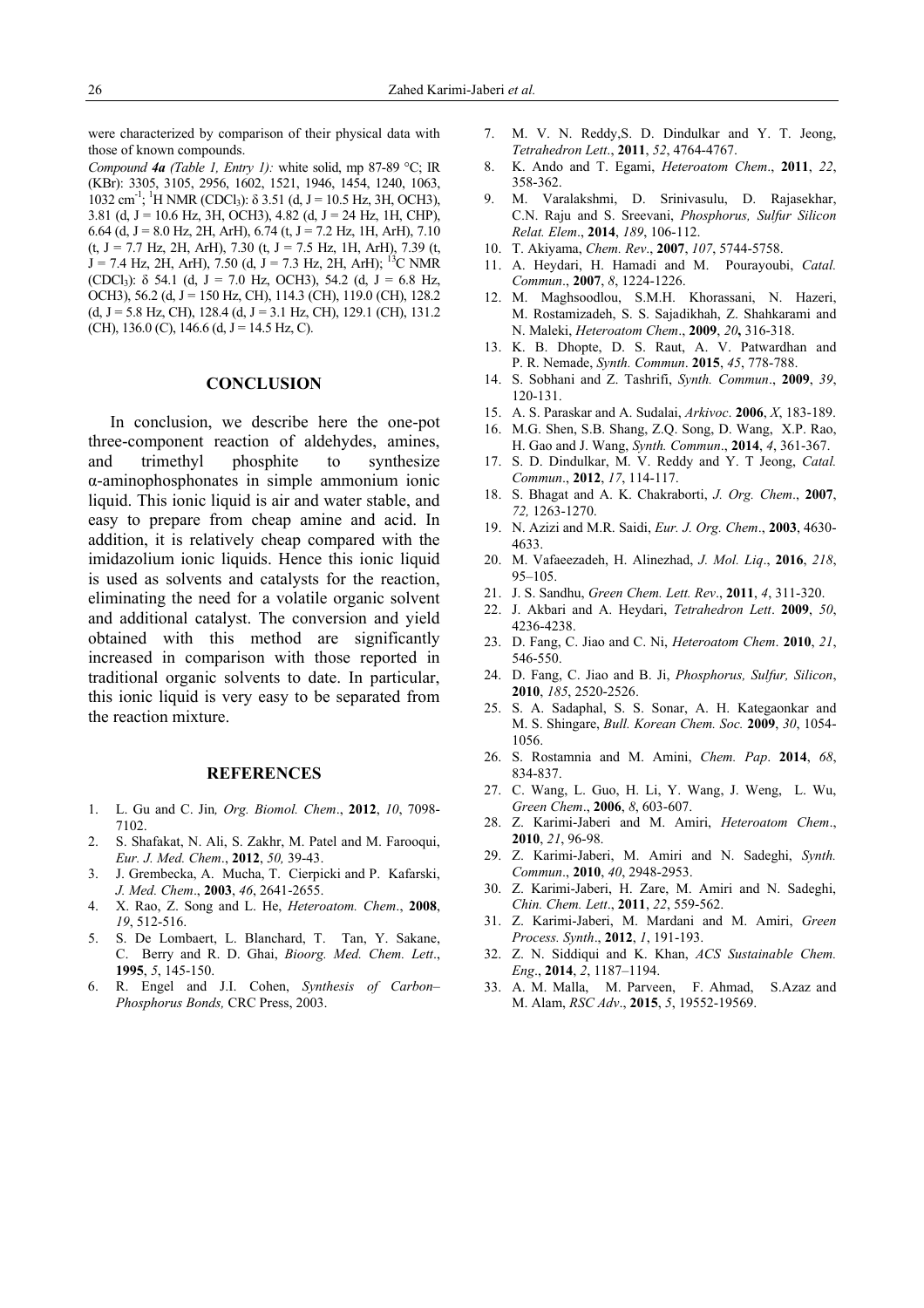were characterized by comparison of their physical data with those of known compounds.

*Compound **4a** (Table 1, Entry 1):* white solid, mp 87-89 °C; IR (KBr): 3305, 3105, 2956, 1602, 1521, 1946, 1454, 1240, 1063, 1032 $cm^{-1}$; $^1H$ NMR ($CDCl_3$): δ 3.51 (d, J = 10.5 Hz, 3H, OCH3), 3.81 (d, J = 10.6 Hz, 3H, OCH3), 4.82 (d, J = 24 Hz, 1H, CHP), 6.64 (d, J = 8.0 Hz, 2H, ArH), 6.74 (t, J = 7.2 Hz, 1H, ArH), 7.10 (t, J = 7.7 Hz, 2H, ArH), 7.30 (t, J = 7.5 Hz, 1H, ArH), 7.39 (t, J = 7.4 Hz, 2H, ArH), 7.50 (d, J = 7.3 Hz, 2H, ArH); $^{13}C$ NMR ($CDCl_3$): δ 54.1 (d, J = 7.0 Hz, OCH3), 54.2 (d, J = 6.8 Hz, OCH3), 56.2 (d, J = 150 Hz, CH), 114.3 (CH), 119.0 (CH), 128.2 (d, J = 5.8 Hz, CH), 128.4 (d, J = 3.1 Hz, CH), 129.1 (CH), 131.2 (CH), 136.0 (C), 146.6 (d, J = 14.5 Hz, C).

## CONCLUSION

In conclusion, we describe here the one-pot three-component reaction of aldehydes, amines, and trimethyl phosphite to synthesize α-aminophosphonates in simple ammonium ionic liquid. This ionic liquid is air and water stable, and easy to prepare from cheap amine and acid. In addition, it is relatively cheap compared with the imidazolium ionic liquids. Hence this ionic liquid is used as solvents and catalysts for the reaction, eliminating the need for a volatile organic solvent and additional catalyst. The conversion and yield obtained with this method are significantly increased in comparison with those reported in traditional organic solvents to date. In particular, this ionic liquid is very easy to be separated from the reaction mixture.

## REFERENCES

1. L. Gu and C. Jin, *Org. Biomol. Chem*., **2012**, *10*, 7098-7102.
2. S. Shafakat, N. Ali, S. Zakhr, M. Patel and M. Farooqui, *Eur. J. Med. Chem*., **2012**, *50,* 39-43.
3. J. Grembecka, A. Mucha, T. Cierpicki and P. Kafarski, *J. Med. Chem*., **2003**, *46*, 2641-2655.
4. X. Rao, Z. Song and L. He, *Heteroatom. Chem*., **2008**, *19*, 512-516.
5. S. De Lombaert, L. Blanchard, T. Tan, Y. Sakane, C. Berry and R. D. Ghai, *Bioorg. Med. Chem. Lett*., **1995**, *5*, 145-150.
6. R. Engel and J.I. Cohen, *Synthesis of Carbon–Phosphorus Bonds,* CRC Press, 2003.
7. M. V. N. Reddy,S. D. Dindulkar and Y. T. Jeong, *Tetrahedron Lett*., **2011**, *52*, 4764-4767.
8. K. Ando and T. Egami, *Heteroatom Chem*., **2011**, *22*, 358-362.
9. M. Varalakshmi, D. Srinivasulu, D. Rajasekhar, C.N. Raju and S. Sreevani, *Phosphorus, Sulfur Silicon Relat. Elem*., **2014**, *189*, 106-112.
10. T. Akiyama, *Chem. Rev*., **2007**, *107*, 5744-5758.
11. A. Heydari, H. Hamadi and M. Pourayoubi, *Catal. Commun*., **2007**, *8*, 1224-1226.
12. M. Maghsoodlou, S.M.H. Khorassani, N. Hazeri, M. Rostamizadeh, S. S. Sajadikhah, Z. Shahkarami and N. Maleki, *Heteroatom Chem*., **2009**, *20***,** 316-318.
13. K. B. Dhopte, D. S. Raut, A. V. Patwardhan and P. R. Nemade, *Synth. Commun*. **2015**, *45*, 778-788.
14. S. Sobhani and Z. Tashrifi, *Synth. Commun*., **2009**, *39*, 120-131.
15. A. S. Paraskar and A. Sudalai, *Arkivoc*. **2006**, *X*, 183-189.
16. M.G. Shen, S.B. Shang, Z.Q. Song, D. Wang, X.P. Rao, H. Gao and J. Wang, *Synth. Commun*., **2014**, *4*, 361-367.
17. S. D. Dindulkar, M. V. Reddy and Y. T Jeong, *Catal. Commun*., **2012**, *17*, 114-117.
18. S. Bhagat and A. K. Chakraborti, *J. Org. Chem*., **2007**, *72,* 1263-1270.
19. N. Azizi and M.R. Saidi, *Eur. J. Org. Chem*., **2003**, 4630-4633.
20. M. Vafaeezadeh, H. Alinezhad, *J. Mol. Liq*., **2016**, *218*, 95–105.
21. J. S. Sandhu, *Green Chem. Lett. Rev*., **2011**, *4*, 311-320.
22. J. Akbari and A. Heydari, *Tetrahedron Lett*. **2009**, *50*, 4236-4238.
23. D. Fang, C. Jiao and C. Ni, *Heteroatom Chem*. **2010**, *21*, 546-550.
24. D. Fang, C. Jiao and B. Ji, *Phosphorus, Sulfur, Silicon*, **2010**, *185*, 2520-2526.
25. S. A. Sadaphal, S. S. Sonar, A. H. Kategaonkar and M. S. Shingare, *Bull. Korean Chem. Soc.* **2009**, *30*, 1054-1056.
26. S. Rostamnia and M. Amini, *Chem. Pap*. **2014**, *68*, 834-837.
27. C. Wang, L. Guo, H. Li, Y. Wang, J. Weng, L. Wu, *Green Chem*., **2006**, *8*, 603-607.
28. Z. Karimi-Jaberi and M. Amiri, *Heteroatom Chem*., **2010**, *21*, 96-98.
29. Z. Karimi-Jaberi, M. Amiri and N. Sadeghi, *Synth. Commun*., **2010**, *40*, 2948-2953.
30. Z. Karimi-Jaberi, H. Zare, M. Amiri and N. Sadeghi, *Chin. Chem. Lett*., **2011**, *22*, 559-562.
31. Z. Karimi-Jaberi, M. Mardani and M. Amiri, *Green Process. Synth*., **2012**, *1*, 191-193.
32. Z. N. Siddiqui and K. Khan, *ACS Sustainable Chem. Eng*., **2014**, *2*, 1187–1194.
33. A. M. Malla, M. Parveen, F. Ahmad, S.Azaz and M. Alam, *RSC Adv*., **2015**, *5*, 19552-19569.